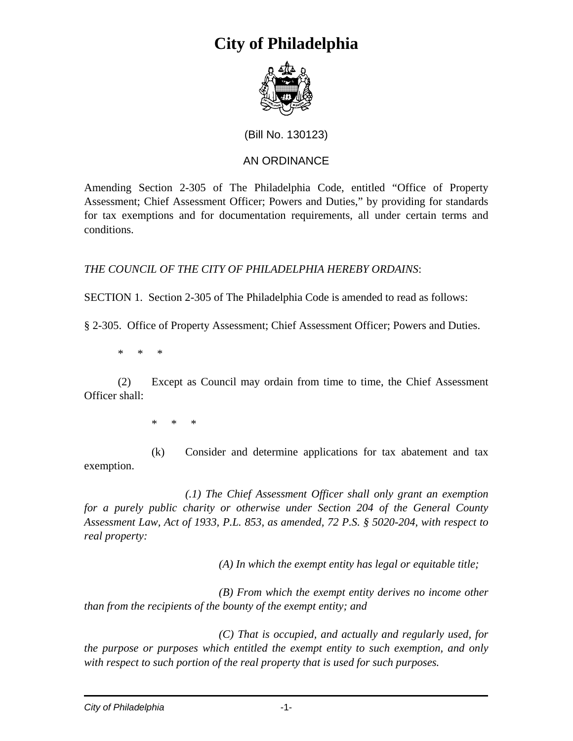# City of Philadelphia

(Bill No. 130123)

AN ORDINANCE

Amending Section 2-305 of The Philadelphia Code, entitled "Office of Property Assessment; Chief Assessment Officer; Powers and Duties," by providing for standards for tax exemptions and for documentation requirements, all under certain terms and conditions.

*THE COUNCIL OF THE CITY OF PHILADELPHIA HEREBY ORDAINS*:

SECTION 1. Section 2-305 of The Philadelphia Code is amended to read as follows:

§ 2-305. Office of Property Assessment; Chief Assessment Officer; Powers and Duties.

\* \* \*

(2) Except as Council may ordain from time to time, the Chief Assessment Officer shall:

\* \* \*

(k) Consider and determine applications for tax abatement and tax exemption.

*(.1) The Chief Assessment Officer shall only grant an exemption for a purely public charity or otherwise under Section 204 of the General County Assessment Law, Act of 1933, P.L. 853, as amended, 72 P.S. § 5020-204, with respect to real property:*

*(A) In which the exempt entity has legal or equitable title;*

*(B) From which the exempt entity derives no income other than from the recipients of the bounty of the exempt entity; and*

*(C) That is occupied, and actually and regularly used, for the purpose or purposes which entitled the exempt entity to such exemption, and only with respect to such portion of the real property that is used for such purposes.*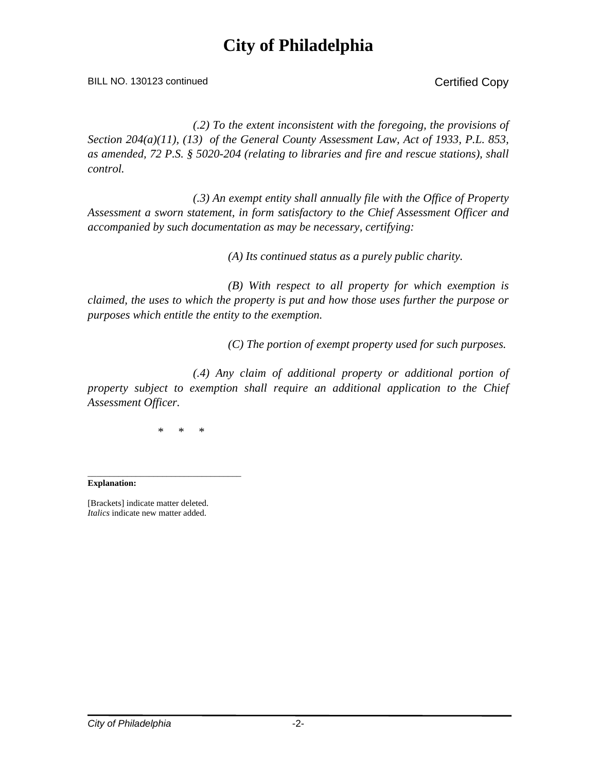# City of Philadelphia

BILL NO. 130123 continued

Certified Copy

*(.2) To the extent inconsistent with the foregoing, the provisions of Section 204(a)(11), (13) of the General County Assessment Law, Act of 1933, P.L. 853, as amended, 72 P.S. § 5020-204 (relating to libraries and fire and rescue stations), shall control.*

*(.3) An exempt entity shall annually file with the Office of Property Assessment a sworn statement, in form satisfactory to the Chief Assessment Officer and accompanied by such documentation as may be necessary, certifying:*

*(A) Its continued status as a purely public charity.*

*(B) With respect to all property for which exemption is claimed, the uses to which the property is put and how those uses further the purpose or purposes which entitle the entity to the exemption.*

*(C) The portion of exempt property used for such purposes.*

*(.4) Any claim of additional property or additional portion of property subject to exemption shall require an additional application to the Chief Assessment Officer.*

\* \* \*

---

**Explanation:**

[Brackets] indicate matter deleted.
*Italics* indicate new matter added.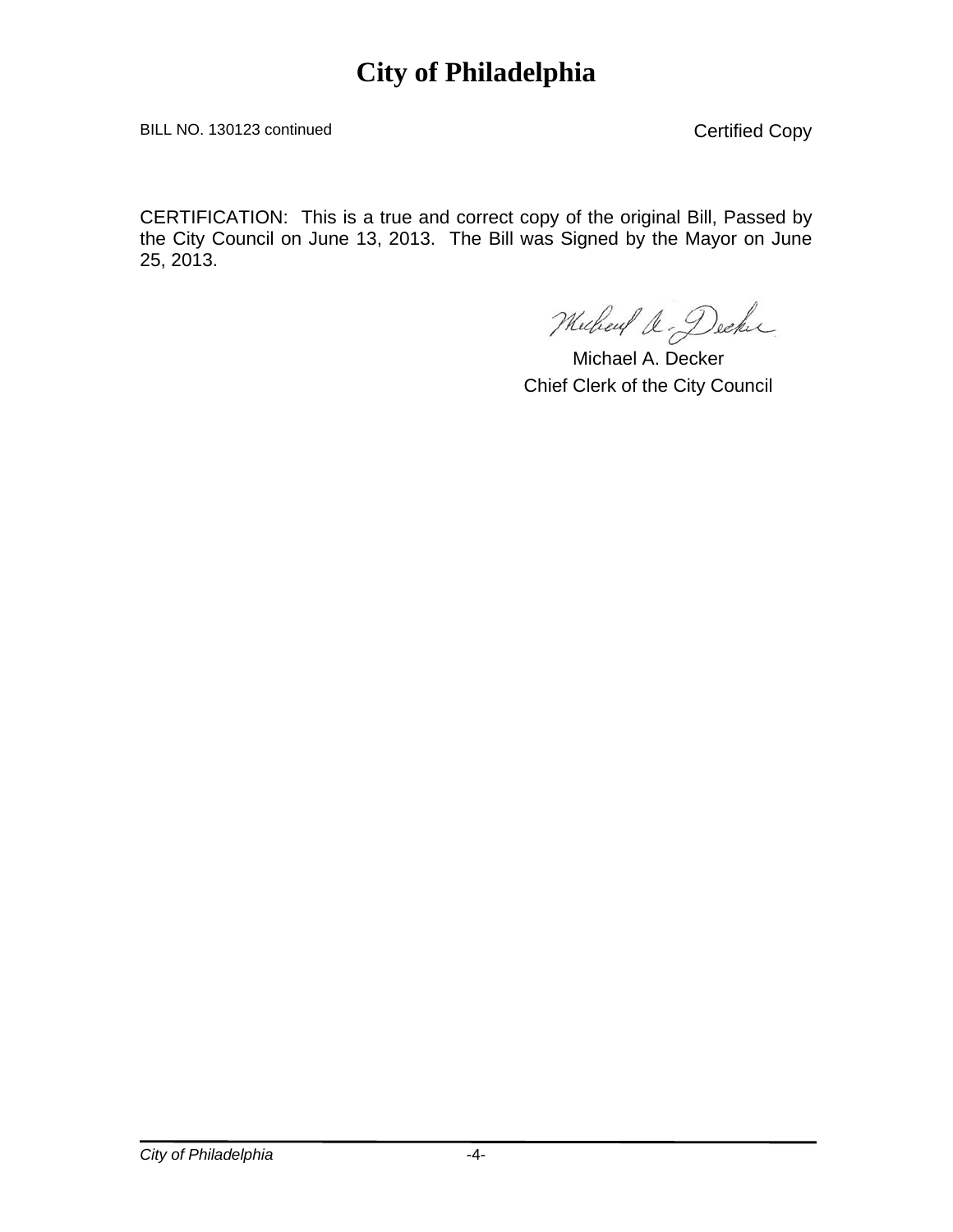# City of Philadelphia

BILL NO. 130123 continued

Certified Copy

CERTIFICATION: This is a true and correct copy of the original Bill, Passed by the City Council on June 13, 2013. The Bill was Signed by the Mayor on June 25, 2013.

Michael A. Decker
Chief Clerk of the City Council